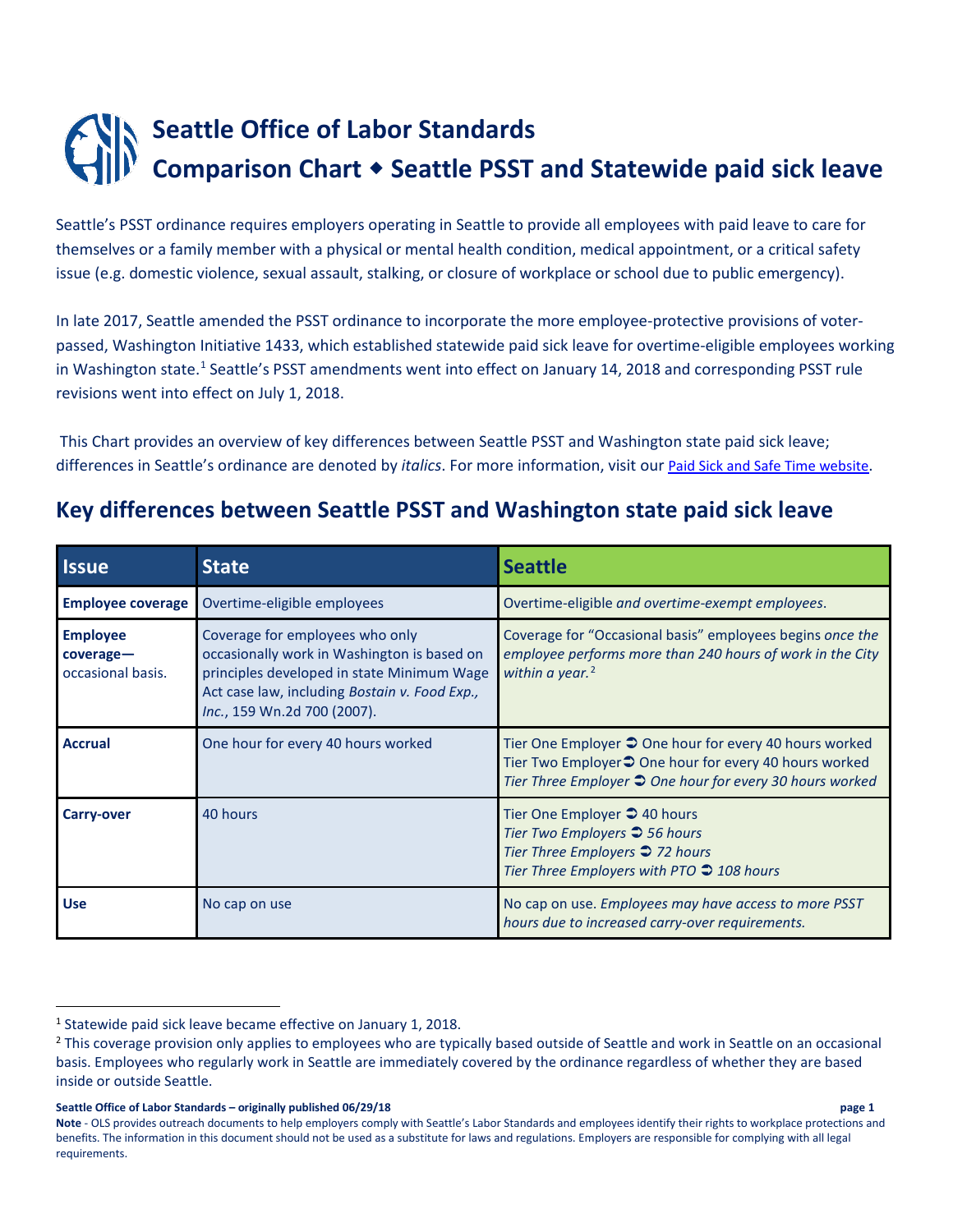# Seattle Office of Labor Standards
# Comparison Chart ◆ Seattle PSST and Statewide paid sick leave

Seattle's PSST ordinance requires employers operating in Seattle to provide all employees with paid leave to care for themselves or a family member with a physical or mental health condition, medical appointment, or a critical safety issue (e.g. domestic violence, sexual assault, stalking, or closure of workplace or school due to public emergency).

In late 2017, Seattle amended the PSST ordinance to incorporate the more employee-protective provisions of voter-passed, Washington Initiative 1433, which established statewide paid sick leave for overtime-eligible employees working in Washington state.[1] Seattle's PSST amendments went into effect on January 14, 2018 and corresponding PSST rule revisions went into effect on July 1, 2018.

This Chart provides an overview of key differences between Seattle PSST and Washington state paid sick leave; differences in Seattle's ordinance are denoted by *italics*. For more information, visit our Paid Sick and Safe Time website.

## Key differences between Seattle PSST and Washington state paid sick leave

| Issue | State | Seattle |
| --- | --- | --- |
| **Employee coverage** | Overtime-eligible employees | Overtime-eligible *and overtime-exempt employees*. |
| **Employee coverage—** occasional basis. | Coverage for employees who only occasionally work in Washington is based on principles developed in state Minimum Wage Act case law, including *Bostain v. Food Exp., Inc.*, 159 Wn.2d 700 (2007). | Coverage for "Occasional basis" employees begins *once the employee performs more than 240 hours of work in the City within a year.*[2] |
| **Accrual** | One hour for every 40 hours worked | Tier One Employer ➲ One hour for every 40 hours worked<br>Tier Two Employer ➲ One hour for every 40 hours worked<br>*Tier Three Employer ➲ One hour for every 30 hours worked* |
| **Carry-over** | 40 hours | Tier One Employer ➲ 40 hours<br>*Tier Two Employers ➲ 56 hours*<br>*Tier Three Employers ➲ 72 hours*<br>*Tier Three Employers with PTO ➲ 108 hours* |
| **Use** | No cap on use | No cap on use. *Employees may have access to more PSST hours due to increased carry-over requirements.* |

[1] Statewide paid sick leave became effective on January 1, 2018.

[2] This coverage provision only applies to employees who are typically based outside of Seattle and work in Seattle on an occasional basis. Employees who regularly work in Seattle are immediately covered by the ordinance regardless of whether they are based inside or outside Seattle.

**Seattle Office of Labor Standards – originally published 06/29/18**

**Note** - OLS provides outreach documents to help employers comply with Seattle's Labor Standards and employees identify their rights to workplace protections and benefits. The information in this document should not be used as a substitute for laws and regulations. Employers are responsible for complying with all legal requirements.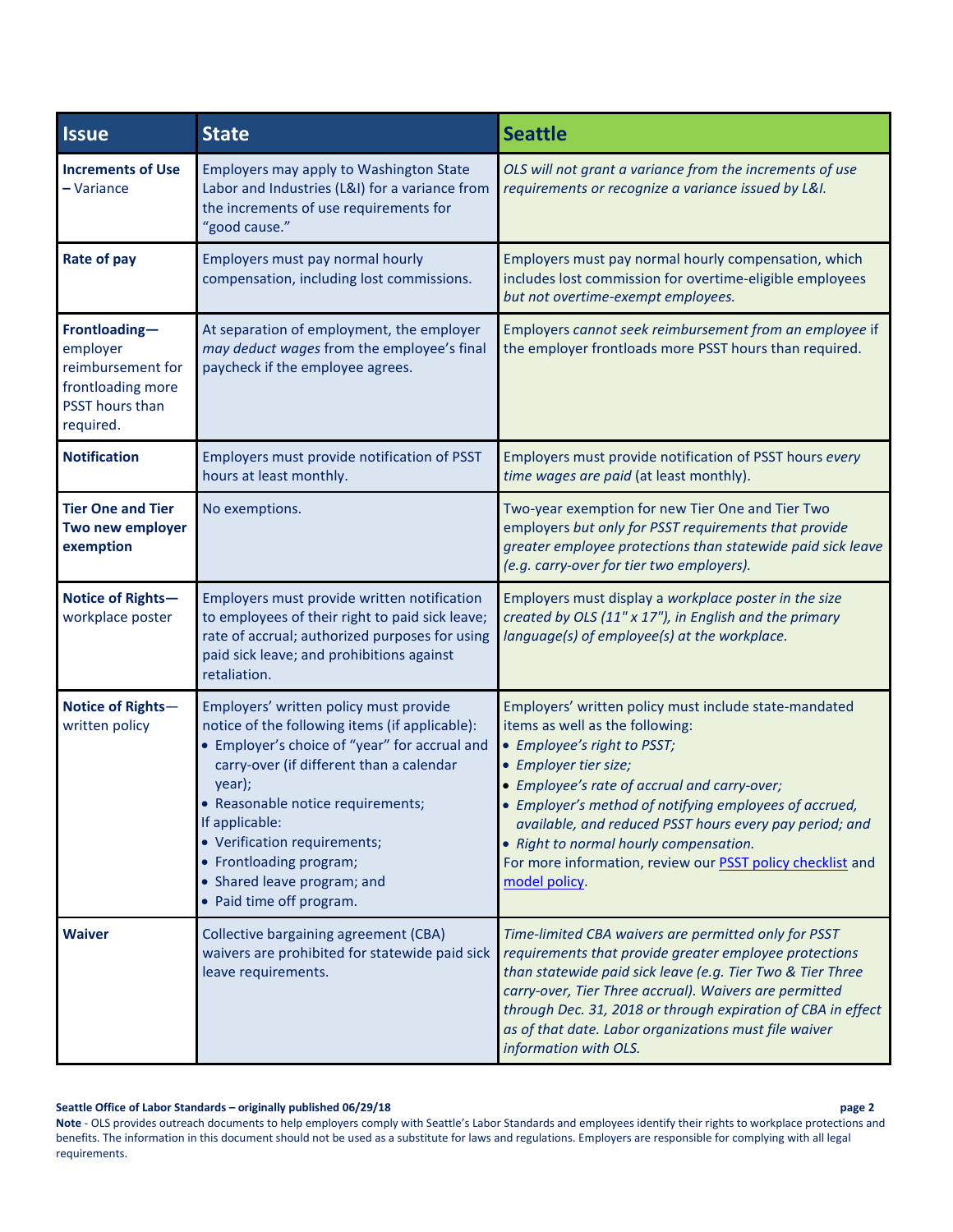| Issue | State | Seattle |
|---|---|---|
| **Increments of Use** – Variance | Employers may apply to Washington State Labor and Industries (L&I) for a variance from the increments of use requirements for "good cause." | *OLS will not grant a variance from the increments of use requirements or recognize a variance issued by L&I.* |
| **Rate of pay** | Employers must pay normal hourly compensation, including lost commissions. | Employers must pay normal hourly compensation, which includes lost commission for overtime-eligible employees *but not overtime-exempt employees.* |
| **Frontloading**—employer reimbursement for frontloading more PSST hours than required. | At separation of employment, the employer *may deduct wages* from the employee's final paycheck if the employee agrees. | Employers *cannot seek reimbursement from an employee* if the employer frontloads more PSST hours than required. |
| **Notification** | Employers must provide notification of PSST hours at least monthly. | Employers must provide notification of PSST hours *every time wages are paid* (at least monthly). |
| **Tier One and Tier Two new employer exemption** | No exemptions. | Two-year exemption for new Tier One and Tier Two employers *but only for PSST requirements that provide greater employee protections than statewide paid sick leave (e.g. carry-over for tier two employers).* |
| **Notice of Rights**—workplace poster | Employers must provide written notification to employees of their right to paid sick leave; rate of accrual; authorized purposes for using paid sick leave; and prohibitions against retaliation. | Employers must display a *workplace poster in the size created by OLS (11" x 17"), in English and the primary language(s) of employee(s) at the workplace.* |
| **Notice of Rights**—written policy | Employers' written policy must provide notice of the following items (if applicable):<br>• Employer's choice of "year" for accrual and carry-over (if different than a calendar year);<br>• Reasonable notice requirements;<br>If applicable:<br>• Verification requirements;<br>• Frontloading program;<br>• Shared leave program; and<br>• Paid time off program. | Employers' written policy must include state-mandated items as well as the following:<br>• *Employee's right to PSST;*<br>• *Employer tier size;*<br>• *Employee's rate of accrual and carry-over;*<br>• *Employer's method of notifying employees of accrued, available, and reduced PSST hours every pay period; and*<br>• *Right to normal hourly compensation.*<br>For more information, review our PSST policy checklist and model policy. |
| **Waiver** | Collective bargaining agreement (CBA) waivers are prohibited for statewide paid sick leave requirements. | *Time-limited CBA waivers are permitted only for PSST requirements that provide greater employee protections than statewide paid sick leave (e.g. Tier Two & Tier Three carry-over, Tier Three accrual). Waivers are permitted through Dec. 31, 2018 or through expiration of CBA in effect as of that date. Labor organizations must file waiver information with OLS.* |

**Seattle Office of Labor Standards – originally published 06/29/18**

**Note** - OLS provides outreach documents to help employers comply with Seattle's Labor Standards and employees identify their rights to workplace protections and benefits. The information in this document should not be used as a substitute for laws and regulations. Employers are responsible for complying with all legal requirements.